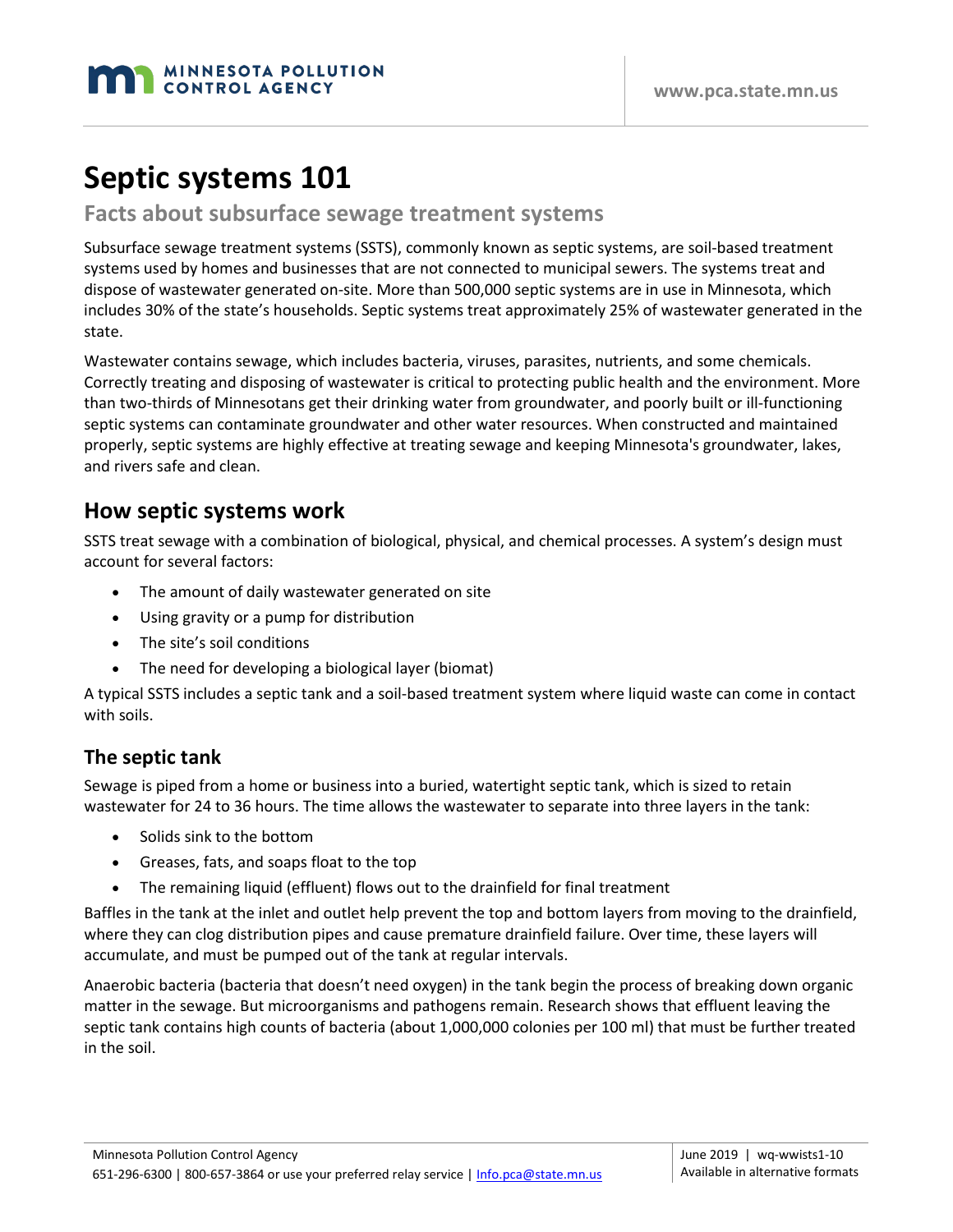# Septic systems 101

## Facts about subsurface sewage treatment systems

Subsurface sewage treatment systems (SSTS), commonly known as septic systems, are soil-based treatment systems used by homes and businesses that are not connected to municipal sewers. The systems treat and dispose of wastewater generated on-site. More than 500,000 septic systems are in use in Minnesota, which includes 30% of the state's households. Septic systems treat approximately 25% of wastewater generated in the state.

Wastewater contains sewage, which includes bacteria, viruses, parasites, nutrients, and some chemicals. Correctly treating and disposing of wastewater is critical to protecting public health and the environment. More than two-thirds of Minnesotans get their drinking water from groundwater, and poorly built or ill-functioning septic systems can contaminate groundwater and other water resources. When constructed and maintained properly, septic systems are highly effective at treating sewage and keeping Minnesota's groundwater, lakes, and rivers safe and clean.

## How septic systems work

SSTS treat sewage with a combination of biological, physical, and chemical processes. A system's design must account for several factors:

- The amount of daily wastewater generated on site
- Using gravity or a pump for distribution
- The site's soil conditions
- The need for developing a biological layer (biomat)

A typical SSTS includes a septic tank and a soil-based treatment system where liquid waste can come in contact with soils.

### The septic tank

Sewage is piped from a home or business into a buried, watertight septic tank, which is sized to retain wastewater for 24 to 36 hours. The time allows the wastewater to separate into three layers in the tank:

- Solids sink to the bottom
- Greases, fats, and soaps float to the top
- The remaining liquid (effluent) flows out to the drainfield for final treatment

Baffles in the tank at the inlet and outlet help prevent the top and bottom layers from moving to the drainfield, where they can clog distribution pipes and cause premature drainfield failure. Over time, these layers will accumulate, and must be pumped out of the tank at regular intervals.

Anaerobic bacteria (bacteria that doesn't need oxygen) in the tank begin the process of breaking down organic matter in the sewage. But microorganisms and pathogens remain. Research shows that effluent leaving the septic tank contains high counts of bacteria (about 1,000,000 colonies per 100 ml) that must be further treated in the soil.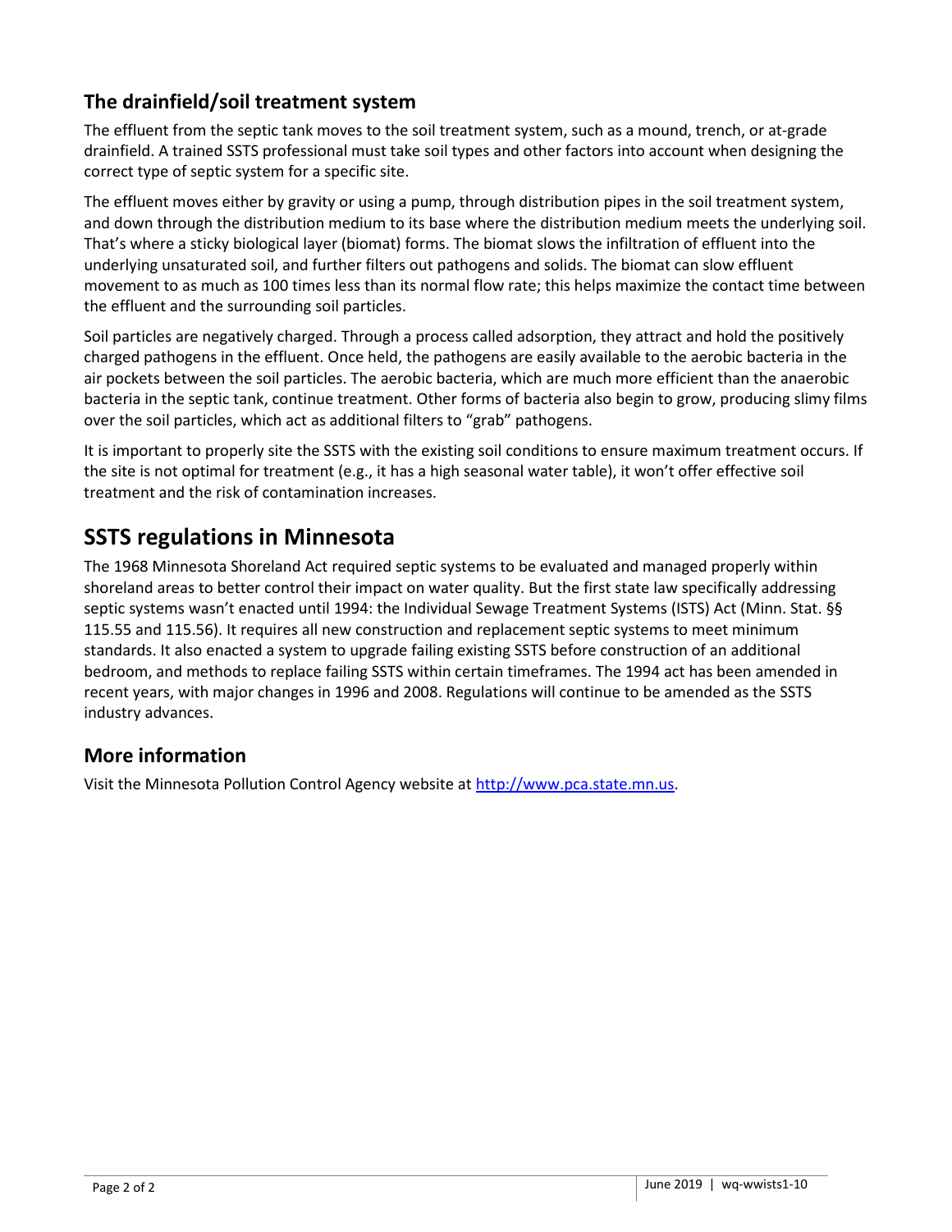## The drainfield/soil treatment system

The effluent from the septic tank moves to the soil treatment system, such as a mound, trench, or at-grade drainfield. A trained SSTS professional must take soil types and other factors into account when designing the correct type of septic system for a specific site.

The effluent moves either by gravity or using a pump, through distribution pipes in the soil treatment system, and down through the distribution medium to its base where the distribution medium meets the underlying soil. That's where a sticky biological layer (biomat) forms. The biomat slows the infiltration of effluent into the underlying unsaturated soil, and further filters out pathogens and solids. The biomat can slow effluent movement to as much as 100 times less than its normal flow rate; this helps maximize the contact time between the effluent and the surrounding soil particles.

Soil particles are negatively charged. Through a process called adsorption, they attract and hold the positively charged pathogens in the effluent. Once held, the pathogens are easily available to the aerobic bacteria in the air pockets between the soil particles. The aerobic bacteria, which are much more efficient than the anaerobic bacteria in the septic tank, continue treatment. Other forms of bacteria also begin to grow, producing slimy films over the soil particles, which act as additional filters to "grab" pathogens.

It is important to properly site the SSTS with the existing soil conditions to ensure maximum treatment occurs. If the site is not optimal for treatment (e.g., it has a high seasonal water table), it won't offer effective soil treatment and the risk of contamination increases.

# SSTS regulations in Minnesota

The 1968 Minnesota Shoreland Act required septic systems to be evaluated and managed properly within shoreland areas to better control their impact on water quality. But the first state law specifically addressing septic systems wasn't enacted until 1994: the Individual Sewage Treatment Systems (ISTS) Act (Minn. Stat. §§ 115.55 and 115.56). It requires all new construction and replacement septic systems to meet minimum standards. It also enacted a system to upgrade failing existing SSTS before construction of an additional bedroom, and methods to replace failing SSTS within certain timeframes. The 1994 act has been amended in recent years, with major changes in 1996 and 2008. Regulations will continue to be amended as the SSTS industry advances.

## More information

Visit the Minnesota Pollution Control Agency website at [http://www.pca.state.mn.us](http://www.pca.state.mn.us).